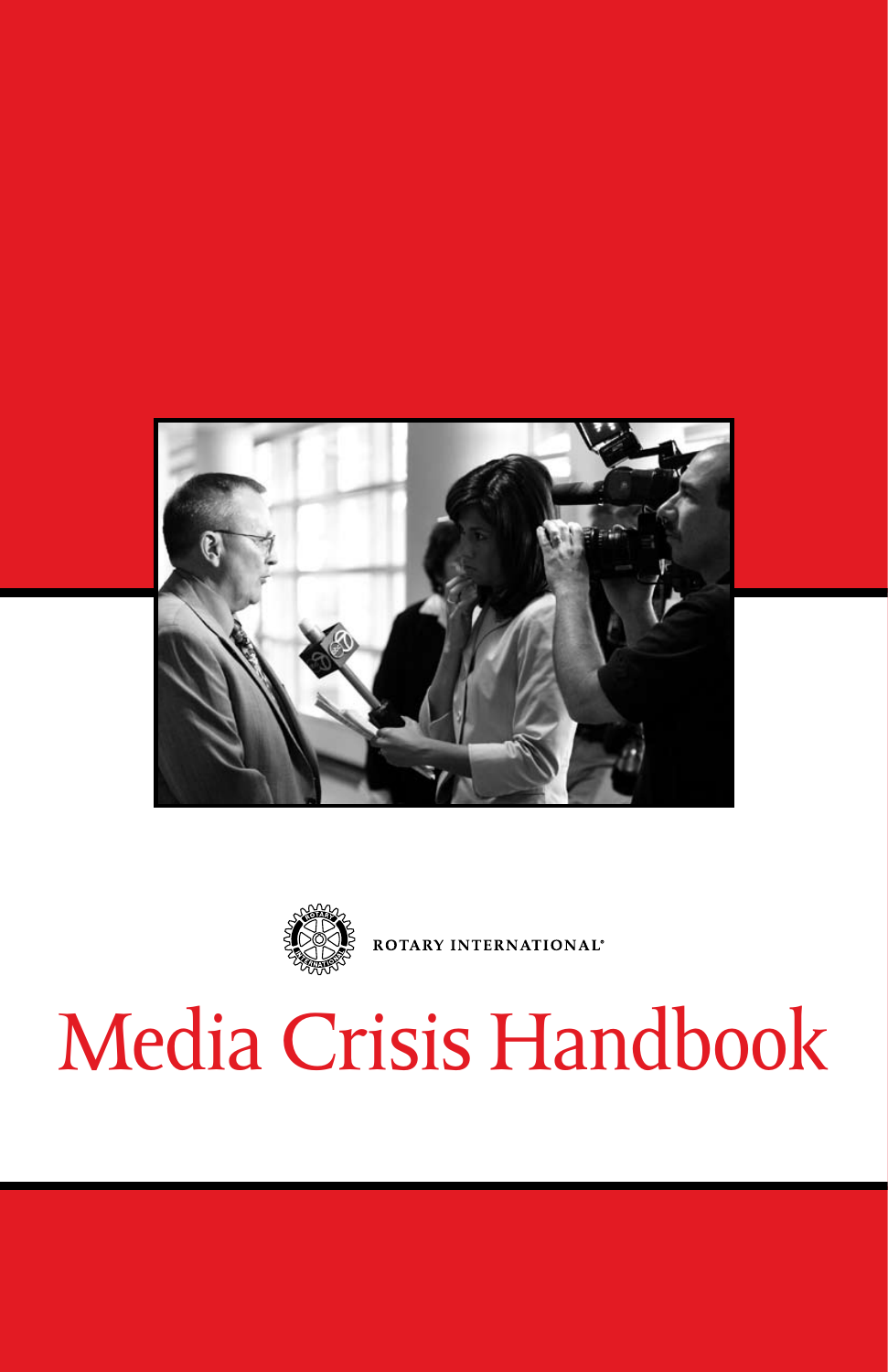ROTARY INTERNATIONAL®

# Media Crisis Handbook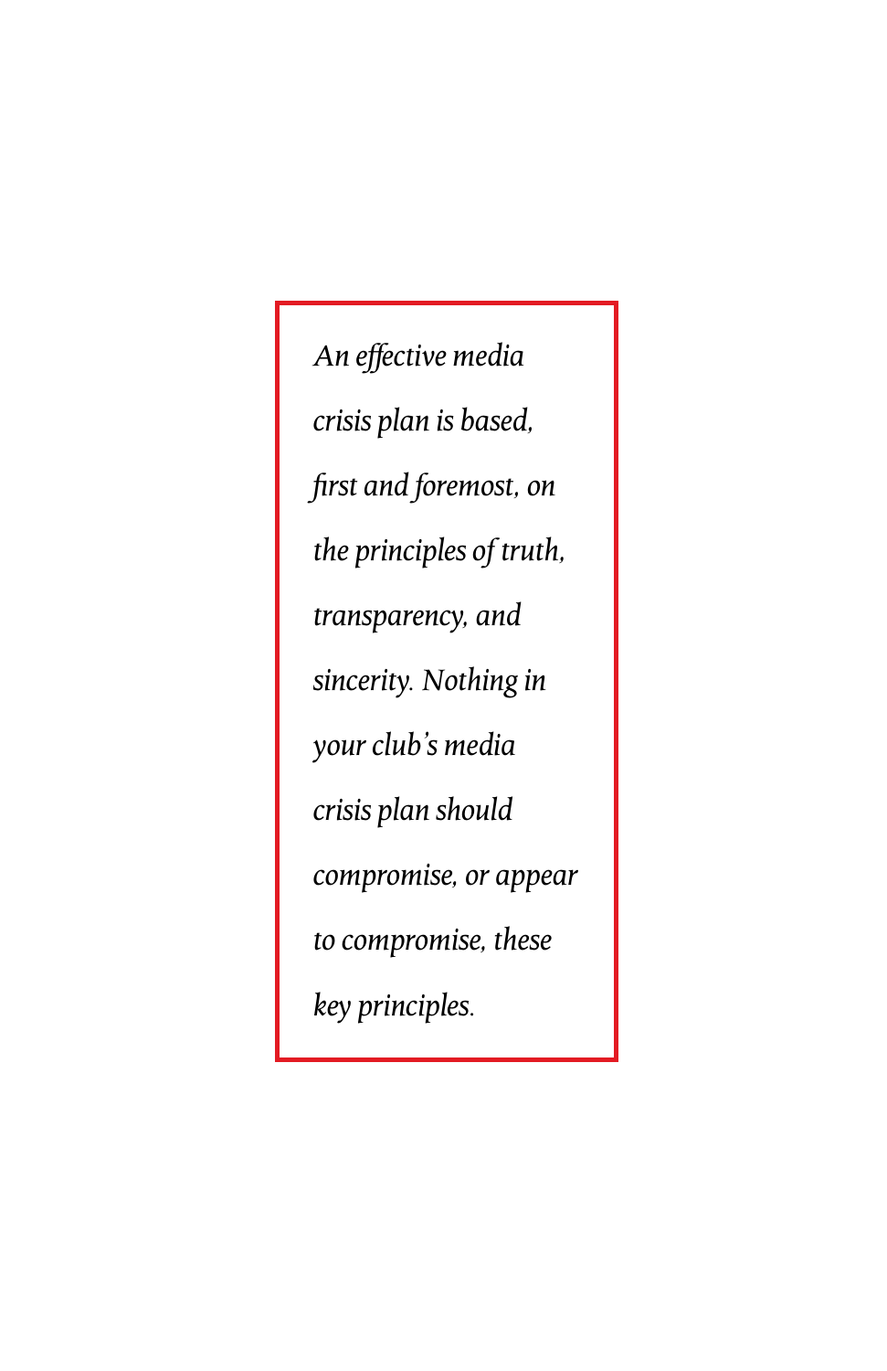*An effective media crisis plan is based, first and foremost, on the principles of truth, transparency, and sincerity. Nothing in your club's media crisis plan should compromise, or appear to compromise, these key principles.*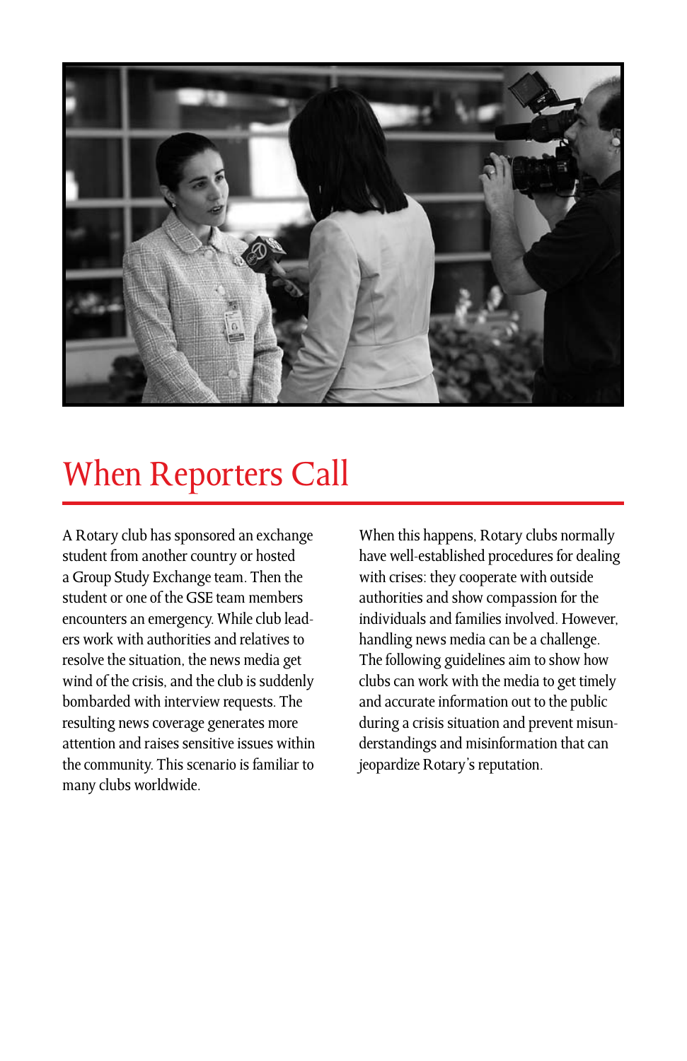# When Reporters Call

A Rotary club has sponsored an exchange student from another country or hosted a Group Study Exchange team. Then the student or one of the GSE team members encounters an emergency. While club leaders work with authorities and relatives to resolve the situation, the news media get wind of the crisis, and the club is suddenly bombarded with interview requests. The resulting news coverage generates more attention and raises sensitive issues within the community. This scenario is familiar to many clubs worldwide.

When this happens, Rotary clubs normally have well-established procedures for dealing with crises: they cooperate with outside authorities and show compassion for the individuals and families involved. However, handling news media can be a challenge. The following guidelines aim to show how clubs can work with the media to get timely and accurate information out to the public during a crisis situation and prevent misunderstandings and misinformation that can jeopardize Rotary's reputation.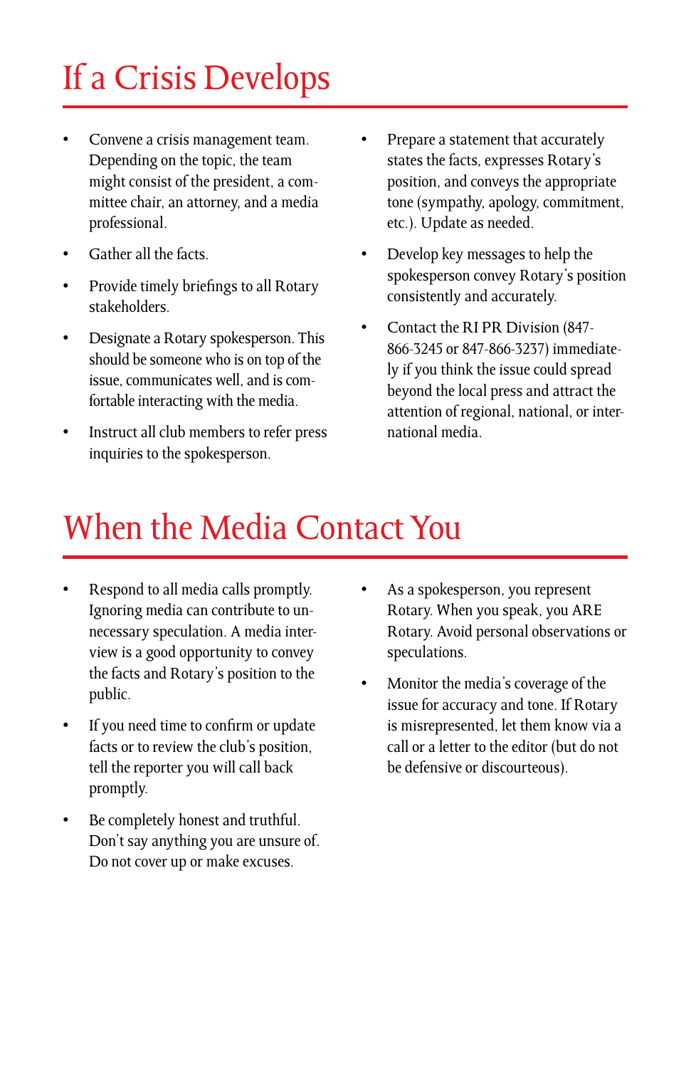# If a Crisis Develops

- Convene a crisis management team. Depending on the topic, the team might consist of the president, a committee chair, an attorney, and a media professional.
- Gather all the facts.
- Provide timely briefings to all Rotary stakeholders.
- Designate a Rotary spokesperson. This should be someone who is on top of the issue, communicates well, and is comfortable interacting with the media.
- Instruct all club members to refer press inquiries to the spokesperson.
- Prepare a statement that accurately states the facts, expresses Rotary's position, and conveys the appropriate tone (sympathy, apology, commitment, etc.). Update as needed.
- Develop key messages to help the spokesperson convey Rotary's position consistently and accurately.
- Contact the RI PR Division (847-866-3245 or 847-866-3237) immediately if you think the issue could spread beyond the local press and attract the attention of regional, national, or international media.

# When the Media Contact You

- Respond to all media calls promptly. Ignoring media can contribute to unnecessary speculation. A media interview is a good opportunity to convey the facts and Rotary's position to the public.
- If you need time to confirm or update facts or to review the club's position, tell the reporter you will call back promptly.
- Be completely honest and truthful. Don't say anything you are unsure of. Do not cover up or make excuses.
- As a spokesperson, you represent Rotary. When you speak, you ARE Rotary. Avoid personal observations or speculations.
- Monitor the media's coverage of the issue for accuracy and tone. If Rotary is misrepresented, let them know via a call or a letter to the editor (but do not be defensive or discourteous).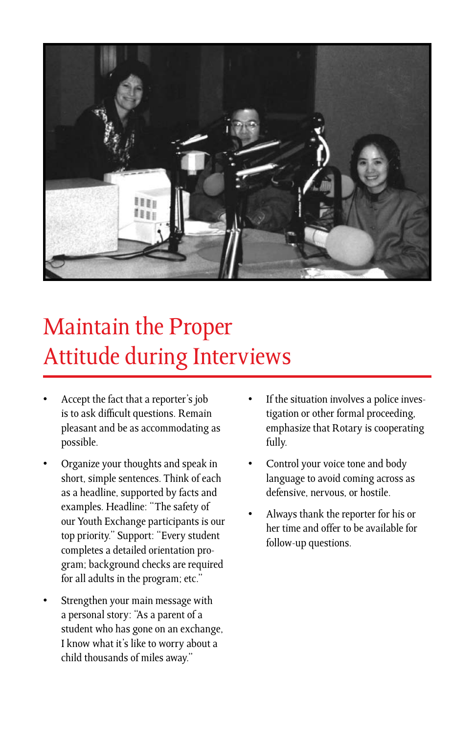# Maintain the Proper Attitude during Interviews

- Accept the fact that a reporter's job is to ask difficult questions. Remain pleasant and be as accommodating as possible.
- Organize your thoughts and speak in short, simple sentences. Think of each as a headline, supported by facts and examples. Headline: "The safety of our Youth Exchange participants is our top priority." Support: "Every student completes a detailed orientation program; background checks are required for all adults in the program; etc."
- Strengthen your main message with a personal story: "As a parent of a student who has gone on an exchange, I know what it's like to worry about a child thousands of miles away."
- If the situation involves a police investigation or other formal proceeding, emphasize that Rotary is cooperating fully.
- Control your voice tone and body language to avoid coming across as defensive, nervous, or hostile.
- Always thank the reporter for his or her time and offer to be available for follow-up questions.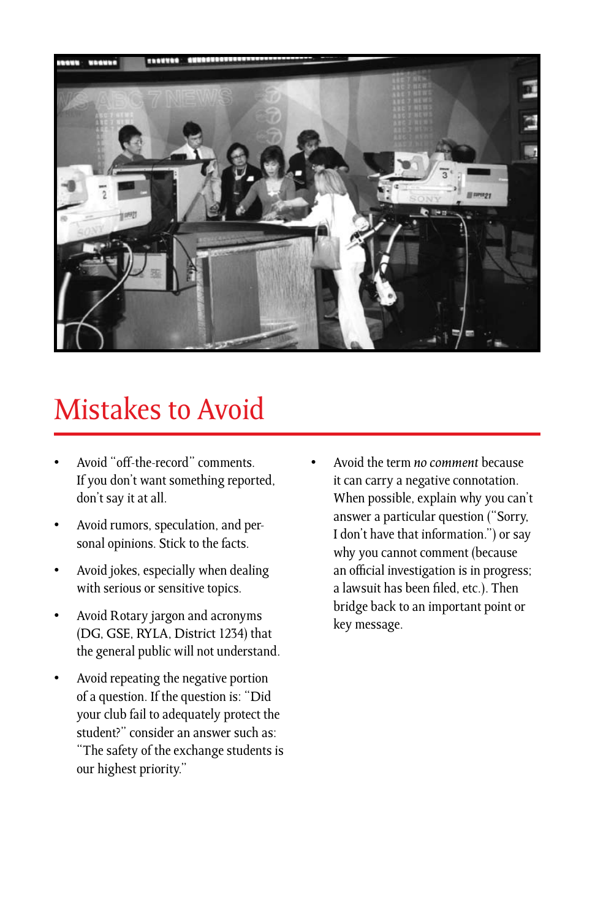# Mistakes to Avoid

- Avoid "off-the-record" comments. If you don't want something reported, don't say it at all.
- Avoid rumors, speculation, and personal opinions. Stick to the facts.
- Avoid jokes, especially when dealing with serious or sensitive topics.
- Avoid Rotary jargon and acronyms (DG, GSE, RYLA, District 1234) that the general public will not understand.
- Avoid repeating the negative portion of a question. If the question is: "Did your club fail to adequately protect the student?" consider an answer such as: "The safety of the exchange students is our highest priority."
- Avoid the term *no comment* because it can carry a negative connotation. When possible, explain why you can't answer a particular question ("Sorry, I don't have that information.") or say why you cannot comment (because an official investigation is in progress; a lawsuit has been filed, etc.). Then bridge back to an important point or key message.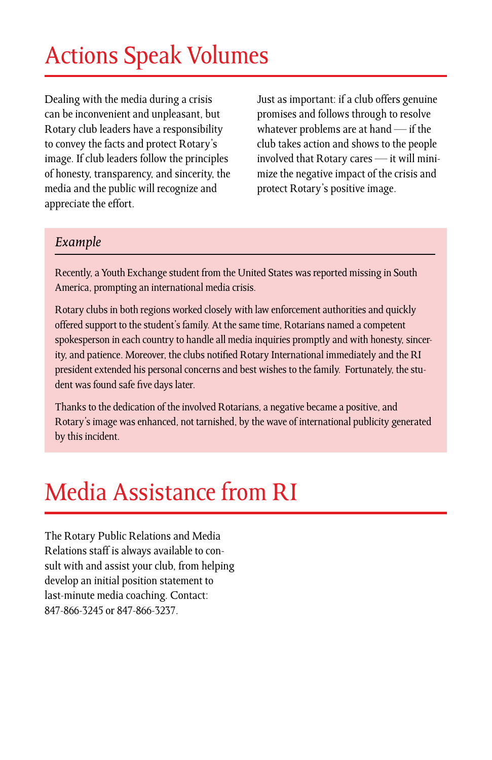# Actions Speak Volumes

Dealing with the media during a crisis can be inconvenient and unpleasant, but Rotary club leaders have a responsibility to convey the facts and protect Rotary's image. If club leaders follow the principles of honesty, transparency, and sincerity, the media and the public will recognize and appreciate the effort.

Just as important: if a club offers genuine promises and follows through to resolve whatever problems are at hand — if the club takes action and shows to the people involved that Rotary cares — it will minimize the negative impact of the crisis and protect Rotary's positive image.

### *Example*

Recently, a Youth Exchange student from the United States was reported missing in South America, prompting an international media crisis.

Rotary clubs in both regions worked closely with law enforcement authorities and quickly offered support to the student's family. At the same time, Rotarians named a competent spokesperson in each country to handle all media inquiries promptly and with honesty, sincerity, and patience. Moreover, the clubs notified Rotary International immediately and the RI president extended his personal concerns and best wishes to the family. Fortunately, the student was found safe five days later.

Thanks to the dedication of the involved Rotarians, a negative became a positive, and Rotary's image was enhanced, not tarnished, by the wave of international publicity generated by this incident.

# Media Assistance from RI

The Rotary Public Relations and Media Relations staff is always available to consult with and assist your club, from helping develop an initial position statement to last-minute media coaching. Contact: 847-866-3245 or 847-866-3237.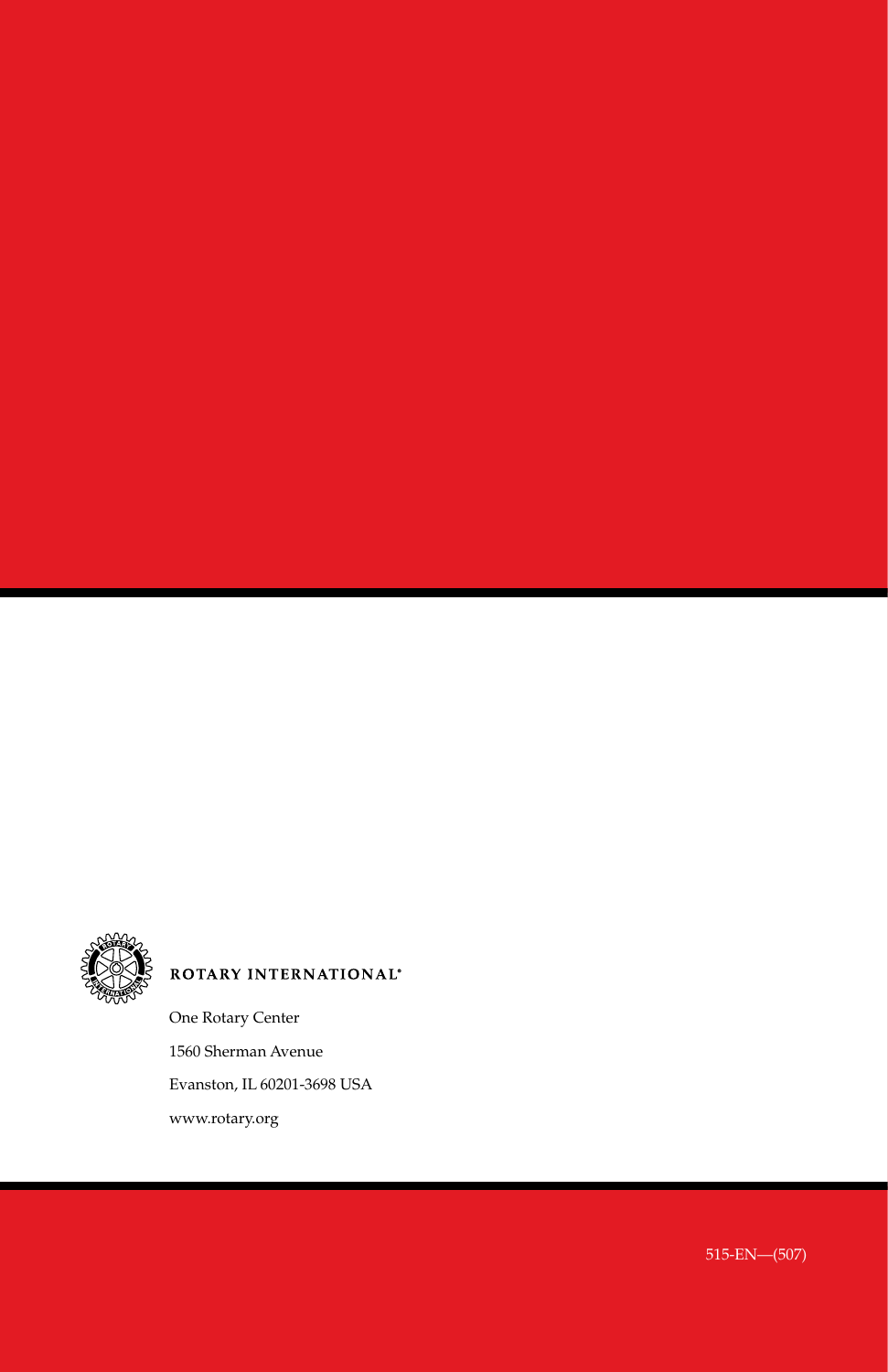ROTARY INTERNATIONAL®

One Rotary Center

1560 Sherman Avenue

Evanston, IL 60201-3698 USA

www.rotary.org

515-EN—(507)